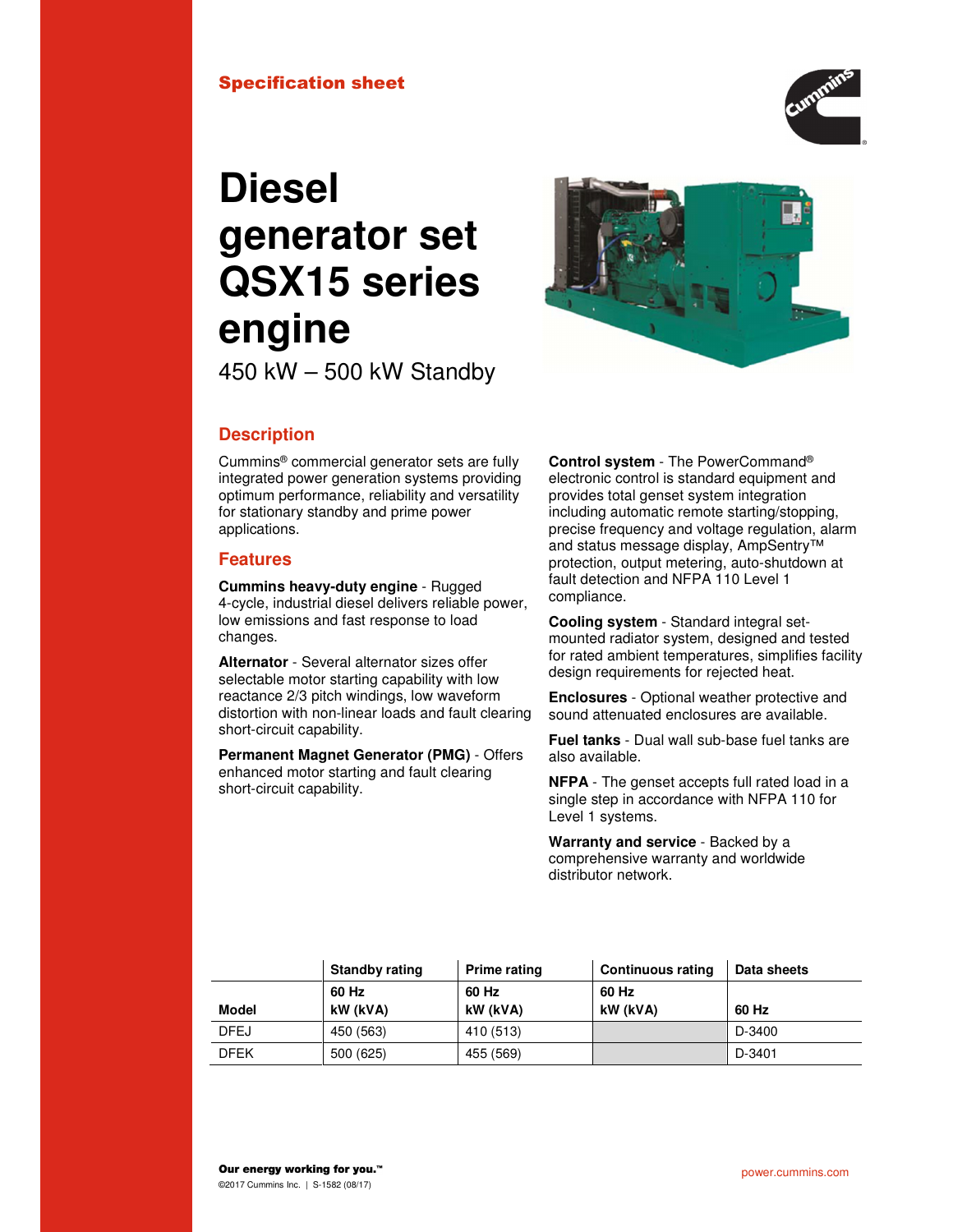Specification sheet

# Diesel generator set QSX15 series engine

450 kW – 500 kW Standby

## Description

Cummins® commercial generator sets are fully integrated power generation systems providing optimum performance, reliability and versatility for stationary standby and prime power applications.

## Features

**Cummins heavy-duty engine** - Rugged 4-cycle, industrial diesel delivers reliable power, low emissions and fast response to load changes.

**Alternator** - Several alternator sizes offer selectable motor starting capability with low reactance 2/3 pitch windings, low waveform distortion with non-linear loads and fault clearing short-circuit capability.

**Permanent Magnet Generator (PMG)** - Offers enhanced motor starting and fault clearing short-circuit capability.

**Control system** - The PowerCommand® electronic control is standard equipment and provides total genset system integration including automatic remote starting/stopping, precise frequency and voltage regulation, alarm and status message display, AmpSentry™ protection, output metering, auto-shutdown at fault detection and NFPA 110 Level 1 compliance.

**Cooling system** - Standard integral set-mounted radiator system, designed and tested for rated ambient temperatures, simplifies facility design requirements for rejected heat.

**Enclosures** - Optional weather protective and sound attenuated enclosures are available.

**Fuel tanks** - Dual wall sub-base fuel tanks are also available.

**NFPA** - The genset accepts full rated load in a single step in accordance with NFPA 110 for Level 1 systems.

**Warranty and service** - Backed by a comprehensive warranty and worldwide distributor network.

| | Standby rating | Prime rating | Continuous rating | Data sheets |
|---|---|---|---|---|
| Model | 60 Hz kW (kVA) | 60 Hz kW (kVA) | 60 Hz kW (kVA) | 60 Hz |
| DFEJ | 450 (563) | 410 (513) | | D-3400 |
| DFEK | 500 (625) | 455 (569) | | D-3401 |

**Our energy working for you.™**

©2017 Cummins Inc. | S-1582 (08/17)

power.cummins.com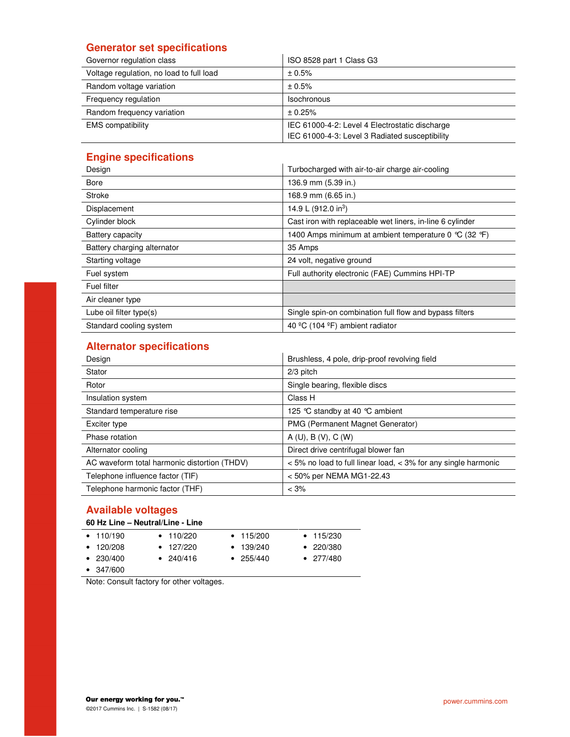## Generator set specifications

| | |
|---|---|
| Governor regulation class | ISO 8528 part 1 Class G3 |
| Voltage regulation, no load to full load | ± 0.5% |
| Random voltage variation | ± 0.5% |
| Frequency regulation | Isochronous |
| Random frequency variation | ± 0.25% |
| EMS compatibility | IEC 61000-4-2: Level 4 Electrostatic discharge<br>IEC 61000-4-3: Level 3 Radiated susceptibility |

## Engine specifications

| | |
|---|---|
| Design | Turbocharged with air-to-air charge air-cooling |
| Bore | 136.9 mm (5.39 in.) |
| Stroke | 168.9 mm (6.65 in.) |
| Displacement | 14.9 L (912.0 in$^3$) |
| Cylinder block | Cast iron with replaceable wet liners, in-line 6 cylinder |
| Battery capacity | 1400 Amps minimum at ambient temperature 0 °C (32 °F) |
| Battery charging alternator | 35 Amps |
| Starting voltage | 24 volt, negative ground |
| Fuel system | Full authority electronic (FAE) Cummins HPI-TP |
| Fuel filter | |
| Air cleaner type | |
| Lube oil filter type(s) | Single spin-on combination full flow and bypass filters |
| Standard cooling system | 40 ºC (104 ºF) ambient radiator |

## Alternator specifications

| | |
|---|---|
| Design | Brushless, 4 pole, drip-proof revolving field |
| Stator | 2/3 pitch |
| Rotor | Single bearing, flexible discs |
| Insulation system | Class H |
| Standard temperature rise | 125 °C standby at 40 °C ambient |
| Exciter type | PMG (Permanent Magnet Generator) |
| Phase rotation | A (U), B (V), C (W) |
| Alternator cooling | Direct drive centrifugal blower fan |
| AC waveform total harmonic distortion (THDV) | < 5% no load to full linear load, < 3% for any single harmonic |
| Telephone influence factor (TIF) | < 50% per NEMA MG1-22.43 |
| Telephone harmonic factor (THF) | < 3% |

## Available voltages

**60 Hz Line – Neutral/Line - Line**

| | | | |
|---|---|---|---|
| • 110/190 | • 110/220 | • 115/200 | • 115/230 |
| • 120/208 | • 127/220 | • 139/240 | • 220/380 |
| • 230/400 | • 240/416 | • 255/440 | • 277/480 |
| • 347/600 | | | |

Note: Consult factory for other voltages.

**Our energy working for you.™**

©2017 Cummins Inc. | S-1582 (08/17)

power.cummins.com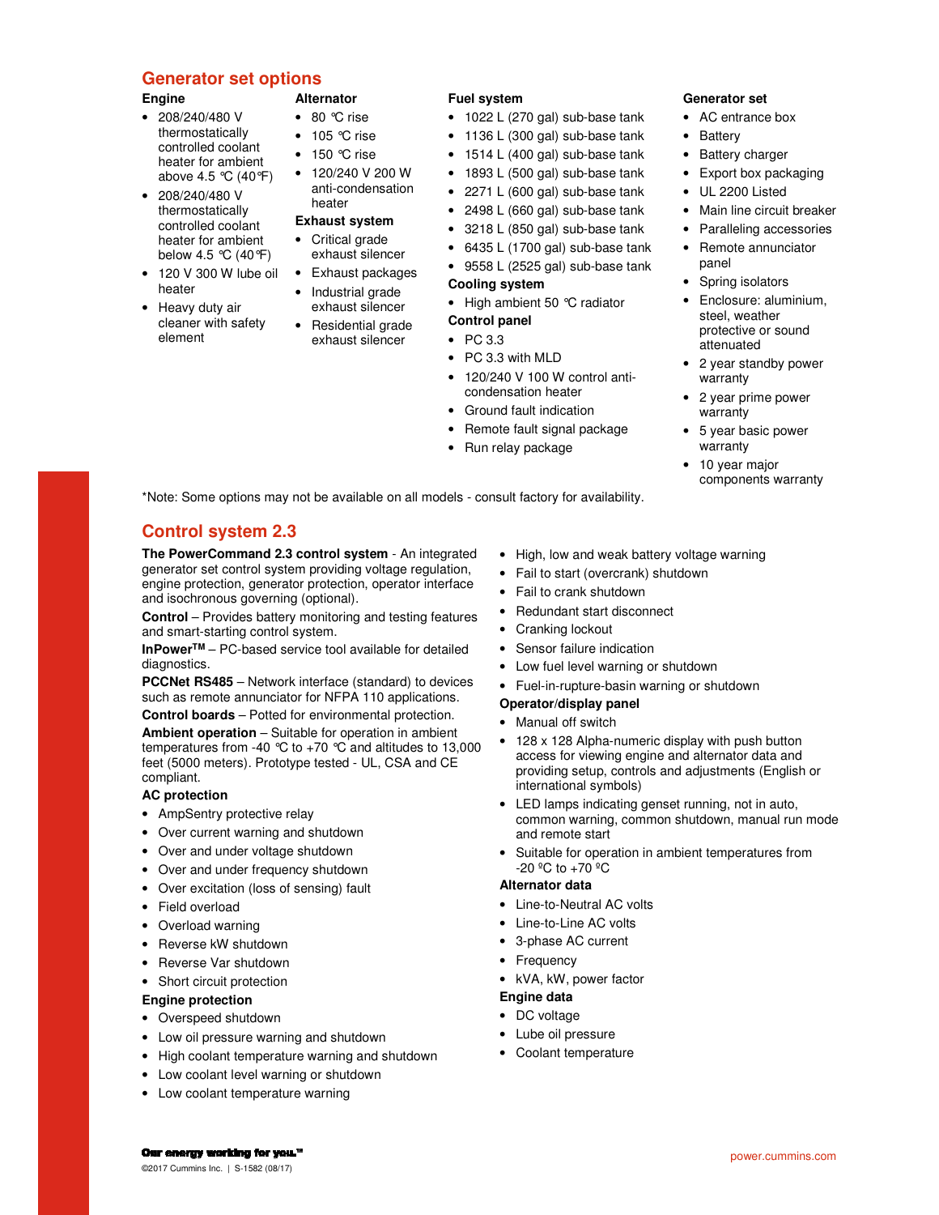## Generator set options

### Engine

- 208/240/480 V thermostatically controlled coolant heater for ambient above 4.5 °C (40 °F)
- 208/240/480 V thermostatically controlled coolant heater for ambient below 4.5 °C (40 °F)
- 120 V 300 W lube oil heater
- Heavy duty air cleaner with safety element

### Alternator

- 80 °C rise
- 105 °C rise
- 150 °C rise
- 120/240 V 200 W anti-condensation heater

### Exhaust system

- Critical grade exhaust silencer
- Exhaust packages
- Industrial grade exhaust silencer
- Residential grade exhaust silencer

### Fuel system

- 1022 L (270 gal) sub-base tank
- 1136 L (300 gal) sub-base tank
- 1514 L (400 gal) sub-base tank
- 1893 L (500 gal) sub-base tank
- 2271 L (600 gal) sub-base tank
- 2498 L (660 gal) sub-base tank
- 3218 L (850 gal) sub-base tank
- 6435 L (1700 gal) sub-base tank
- 9558 L (2525 gal) sub-base tank

### Cooling system

- High ambient 50 °C radiator

### Control panel

- PC 3.3
- PC 3.3 with MLD
- 120/240 V 100 W control anti-condensation heater
- Ground fault indication
- Remote fault signal package
- Run relay package

### Generator set

- AC entrance box
- Battery
- Battery charger
- Export box packaging
- UL 2200 Listed
- Main line circuit breaker
- Paralleling accessories
- Remote annunciator panel
- Spring isolators
- Enclosure: aluminium, steel, weather protective or sound attenuated
- 2 year standby power warranty
- 2 year prime power warranty
- 5 year basic power warranty
- 10 year major components warranty

*Note: Some options may not be available on all models - consult factory for availability.

## Control system 2.3

**The PowerCommand 2.3 control system** - An integrated generator set control system providing voltage regulation, engine protection, generator protection, operator interface and isochronous governing (optional).

**Control** – Provides battery monitoring and testing features and smart-starting control system.

**InPower™** – PC-based service tool available for detailed diagnostics.

**PCCNet RS485** – Network interface (standard) to devices such as remote annunciator for NFPA 110 applications.

**Control boards** – Potted for environmental protection.

**Ambient operation** – Suitable for operation in ambient temperatures from -40 °C to +70 °C and altitudes to 13,000 feet (5000 meters). Prototype tested - UL, CSA and CE compliant.

### AC protection

- AmpSentry protective relay
- Over current warning and shutdown
- Over and under voltage shutdown
- Over and under frequency shutdown
- Over excitation (loss of sensing) fault
- Field overload
- Overload warning
- Reverse kW shutdown
- Reverse Var shutdown
- Short circuit protection

### Engine protection

- Overspeed shutdown
- Low oil pressure warning and shutdown
- High coolant temperature warning and shutdown
- Low coolant level warning or shutdown
- Low coolant temperature warning
- High, low and weak battery voltage warning
- Fail to start (overcrank) shutdown
- Fail to crank shutdown
- Redundant start disconnect
- Cranking lockout
- Sensor failure indication
- Low fuel level warning or shutdown
- Fuel-in-rupture-basin warning or shutdown

### Operator/display panel

- Manual off switch
- 128 x 128 Alpha-numeric display with push button access for viewing engine and alternator data and providing setup, controls and adjustments (English or international symbols)
- LED lamps indicating genset running, not in auto, common warning, common shutdown, manual run mode and remote start
- Suitable for operation in ambient temperatures from -20 ºC to +70 ºC

### Alternator data

- Line-to-Neutral AC volts
- Line-to-Line AC volts
- 3-phase AC current
- Frequency
- kVA, kW, power factor

### Engine data

- DC voltage
- Lube oil pressure
- Coolant temperature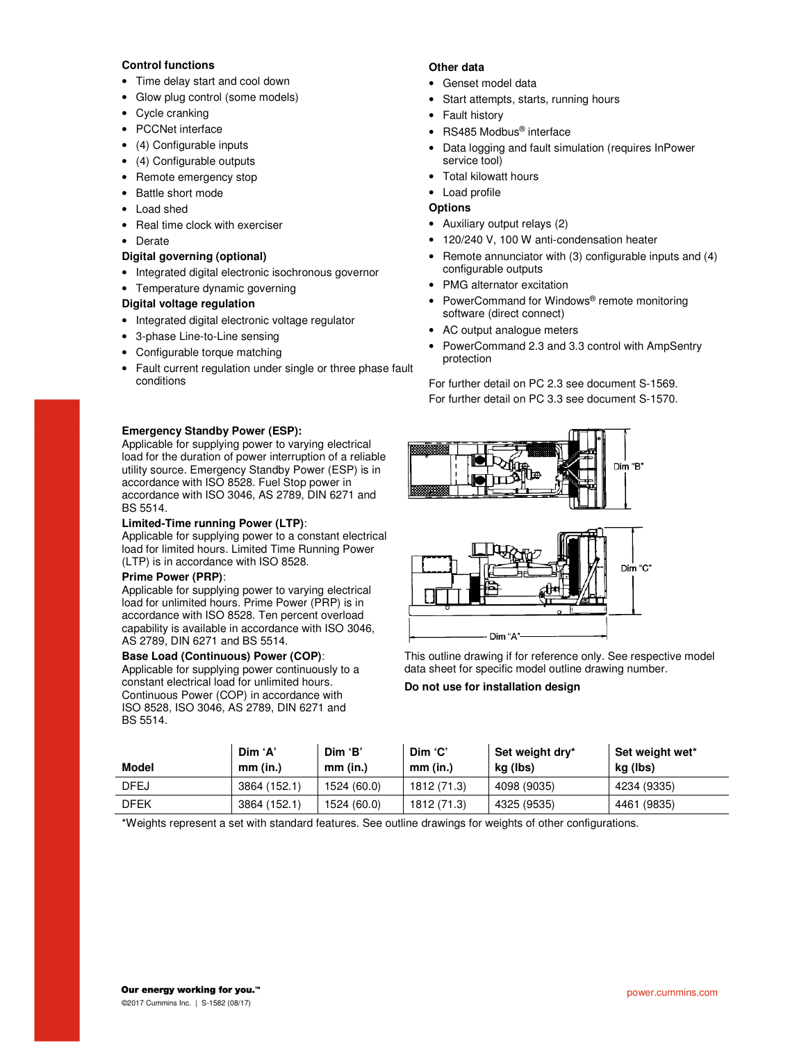### Control functions

- Time delay start and cool down
- Glow plug control (some models)
- Cycle cranking
- PCCNet interface
- (4) Configurable inputs
- (4) Configurable outputs
- Remote emergency stop
- Battle short mode
- Load shed
- Real time clock with exerciser
- Derate

### Digital governing (optional)

- Integrated digital electronic isochronous governor
- Temperature dynamic governing

### Digital voltage regulation

- Integrated digital electronic voltage regulator
- 3-phase Line-to-Line sensing
- Configurable torque matching
- Fault current regulation under single or three phase fault conditions

### Other data

- Genset model data
- Start attempts, starts, running hours
- Fault history
- RS485 Modbus® interface
- Data logging and fault simulation (requires InPower service tool)
- Total kilowatt hours
- Load profile

### Options

- Auxiliary output relays (2)
- 120/240 V, 100 W anti-condensation heater
- Remote annunciator with (3) configurable inputs and (4) configurable outputs
- PMG alternator excitation
- PowerCommand for Windows® remote monitoring software (direct connect)
- AC output analogue meters
- PowerCommand 2.3 and 3.3 control with AmpSentry protection

For further detail on PC 2.3 see document S-1569.

For further detail on PC 3.3 see document S-1570.

**Emergency Standby Power (ESP):**
Applicable for supplying power to varying electrical load for the duration of power interruption of a reliable utility source. Emergency Standby Power (ESP) is in accordance with ISO 8528. Fuel Stop power in accordance with ISO 3046, AS 2789, DIN 6271 and BS 5514.

**Limited-Time running Power (LTP)**:
Applicable for supplying power to a constant electrical load for limited hours. Limited Time Running Power (LTP) is in accordance with ISO 8528.

**Prime Power (PRP)**:
Applicable for supplying power to varying electrical load for unlimited hours. Prime Power (PRP) is in accordance with ISO 8528. Ten percent overload capability is available in accordance with ISO 3046, AS 2789, DIN 6271 and BS 5514.

**Base Load (Continuous) Power (COP)**:
Applicable for supplying power continuously to a constant electrical load for unlimited hours. Continuous Power (COP) in accordance with ISO 8528, ISO 3046, AS 2789, DIN 6271 and BS 5514.

This outline drawing if for reference only. See respective model data sheet for specific model outline drawing number.

**Do not use for installation design**

| Model | Dim 'A' mm (in.) | Dim 'B' mm (in.) | Dim 'C' mm (in.) | Set weight dry* kg (lbs) | Set weight wet* kg (lbs) |
|---|---|---|---|---|---|
| DFEJ | 3864 (152.1) | 1524 (60.0) | 1812 (71.3) | 4098 (9035) | 4234 (9335) |
| DFEK | 3864 (152.1) | 1524 (60.0) | 1812 (71.3) | 4325 (9535) | 4461 (9835) |

*Weights represent a set with standard features. See outline drawings for weights of other configurations.

**Our energy working for you.™**

©2017 Cummins Inc. | S-1582 (08/17)

power.cummins.com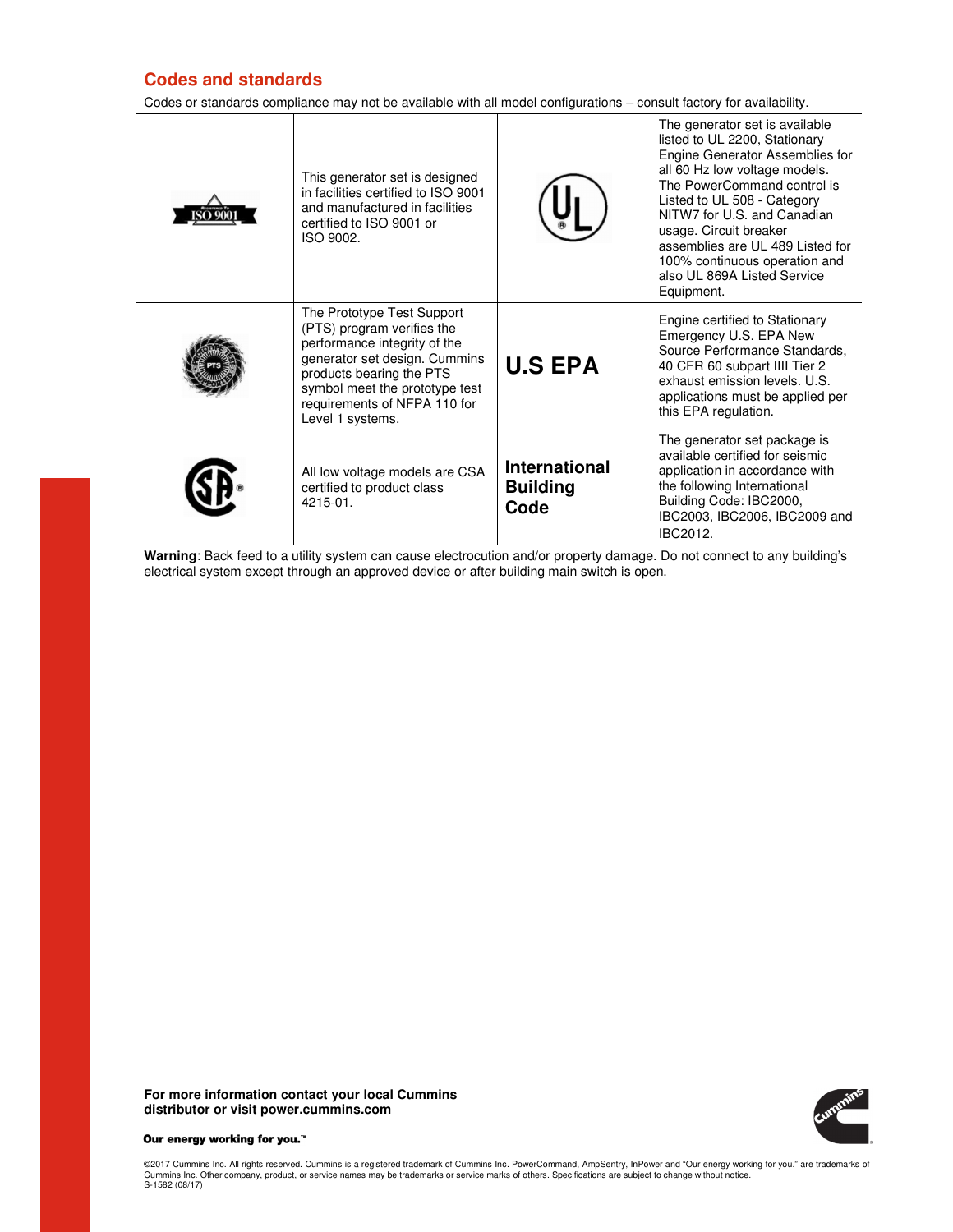## Codes and standards

Codes or standards compliance may not be available with all model configurations – consult factory for availability.

| | | | |
|---|---|---|---|
| ISO 9001 | This generator set is designed in facilities certified to ISO 9001 and manufactured in facilities certified to ISO 9001 or ISO 9002. | UL | The generator set is available listed to UL 2200, Stationary Engine Generator Assemblies for all 60 Hz low voltage models. The PowerCommand control is Listed to UL 508 - Category NITW7 for U.S. and Canadian usage. Circuit breaker assemblies are UL 489 Listed for 100% continuous operation and also UL 869A Listed Service Equipment. |
| PTS | The Prototype Test Support (PTS) program verifies the performance integrity of the generator set design. Cummins products bearing the PTS symbol meet the prototype test requirements of NFPA 110 for Level 1 systems. | **U.S EPA** | Engine certified to Stationary Emergency U.S. EPA New Source Performance Standards, 40 CFR 60 subpart IIII Tier 2 exhaust emission levels. U.S. applications must be applied per this EPA regulation. |
| SP | All low voltage models are CSA certified to product class 4215-01. | **International Building Code** | The generator set package is available certified for seismic application in accordance with the following International Building Code: IBC2000, IBC2003, IBC2006, IBC2009 and IBC2012. |

**Warning**: Back feed to a utility system can cause electrocution and/or property damage. Do not connect to any building's electrical system except through an approved device or after building main switch is open.

**For more information contact your local Cummins distributor or visit power.cummins.com**

**Our energy working for you.™**

©2017 Cummins Inc. All rights reserved. Cummins is a registered trademark of Cummins Inc. PowerCommand, AmpSentry, InPower and "Our energy working for you." are trademarks of Cummins Inc. Other company, product, or service names may be trademarks or service marks of others. Specifications are subject to change without notice.
S-1582 (08/17)